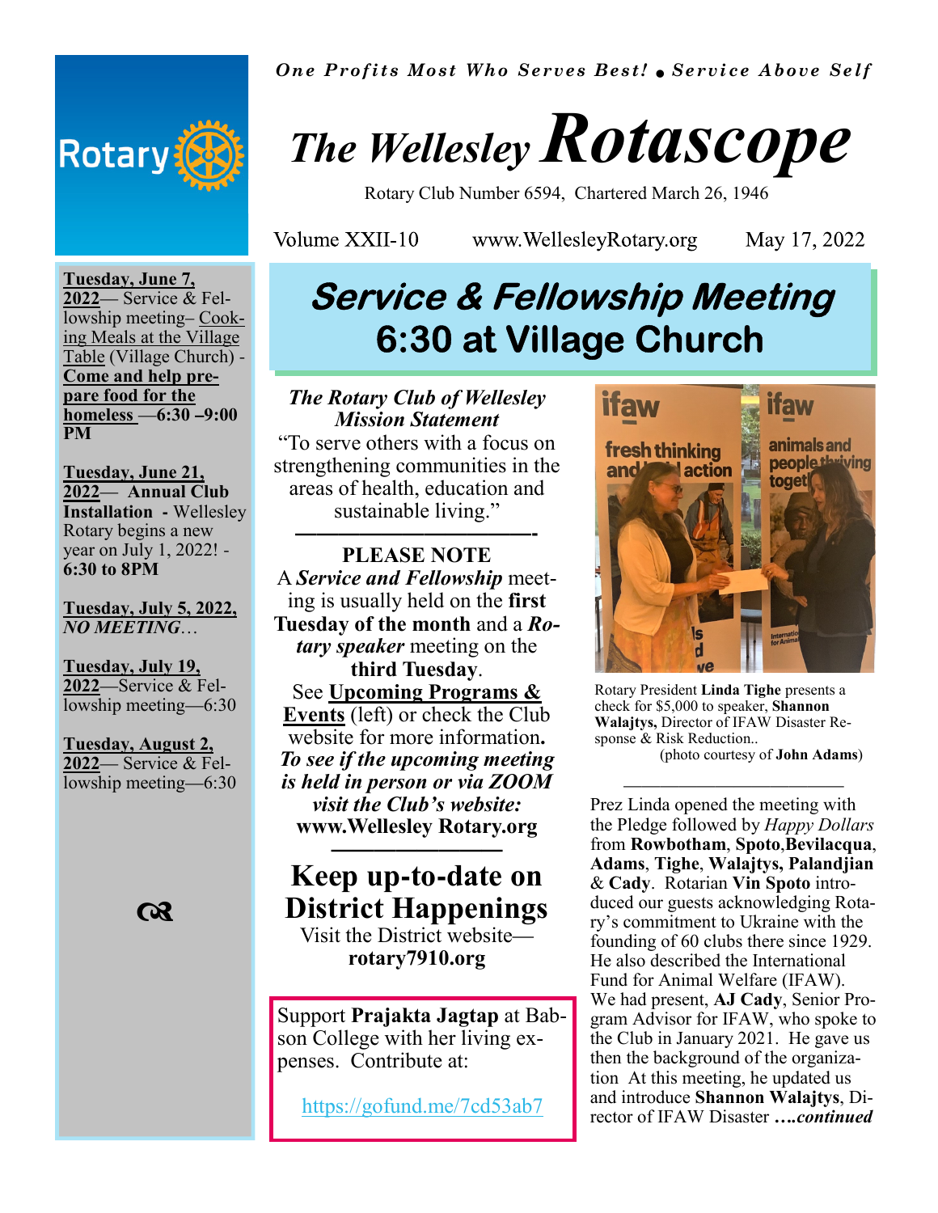*One Profits Most Who Serves Best!* • *Service Above Self*

# The Wellesley Rotascope

Rotary Club Number 6594, Chartered March 26, 1946

Volume XXII-10 www.WellesleyRotary.org May 17, 2022

**Tuesday, June 7, 2022**— Service & Fellowship meeting– Cooking Meals at the Village Table (Village Church) - **Come and help prepare food for the homeless —6:30 –9:00 PM**

**Tuesday, June 21, 2022— Annual Club Installation** - Wellesley Rotary begins a new year on July 1, 2022! - **6:30 to 8PM**

**Tuesday, July 5, 2022,** ***NO MEETING…***

**Tuesday, July 19, 2022**—Service & Fellowship meeting—6:30

**Tuesday, August 2, 2022**— Service & Fellowship meeting—6:30

## Service & Fellowship Meeting 6:30 at Village Church

***The Rotary Club of Wellesley Mission Statement***

"To serve others with a focus on strengthening communities in the areas of health, education and sustainable living."

---

**PLEASE NOTE**

A ***Service and Fellowship*** meeting is usually held on the **first Tuesday of the month** and a ***Rotary speaker*** meeting on the **third Tuesday**.

See **Upcoming Programs & Events** (left) or check the Club website for more information**.**

***To see if the upcoming meeting is held in person or via ZOOM visit the Club's website:*** **www.Wellesley Rotary.org**

---

## Keep up-to-date on District Happenings

Visit the District website— **rotary7910.org**

Support **Prajakta Jagtap** at Babson College with her living expenses. Contribute at:

https://gofund.me/7cd53ab7

Rotary President **Linda Tighe** presents a check for $5,000 to speaker, **Shannon Walajtys,** Director of IFAW Disaster Response & Risk Reduction.. (photo courtesy of **John Adams**)

---

Prez Linda opened the meeting with the Pledge followed by *Happy Dollars* from **Rowbotham**, **Spoto**,**Bevilacqua**, **Adams**, **Tighe**, **Walajtys, Palandjian** & **Cady**. Rotarian **Vin Spoto** introduced our guests acknowledging Rotary's commitment to Ukraine with the founding of 60 clubs there since 1929. He also described the International Fund for Animal Welfare (IFAW). We had present, **AJ Cady**, Senior Program Advisor for IFAW, who spoke to the Club in January 2021. He gave us then the background of the organization At this meeting, he updated us and introduce **Shannon Walajtys**, Director of IFAW Disaster ***….continued***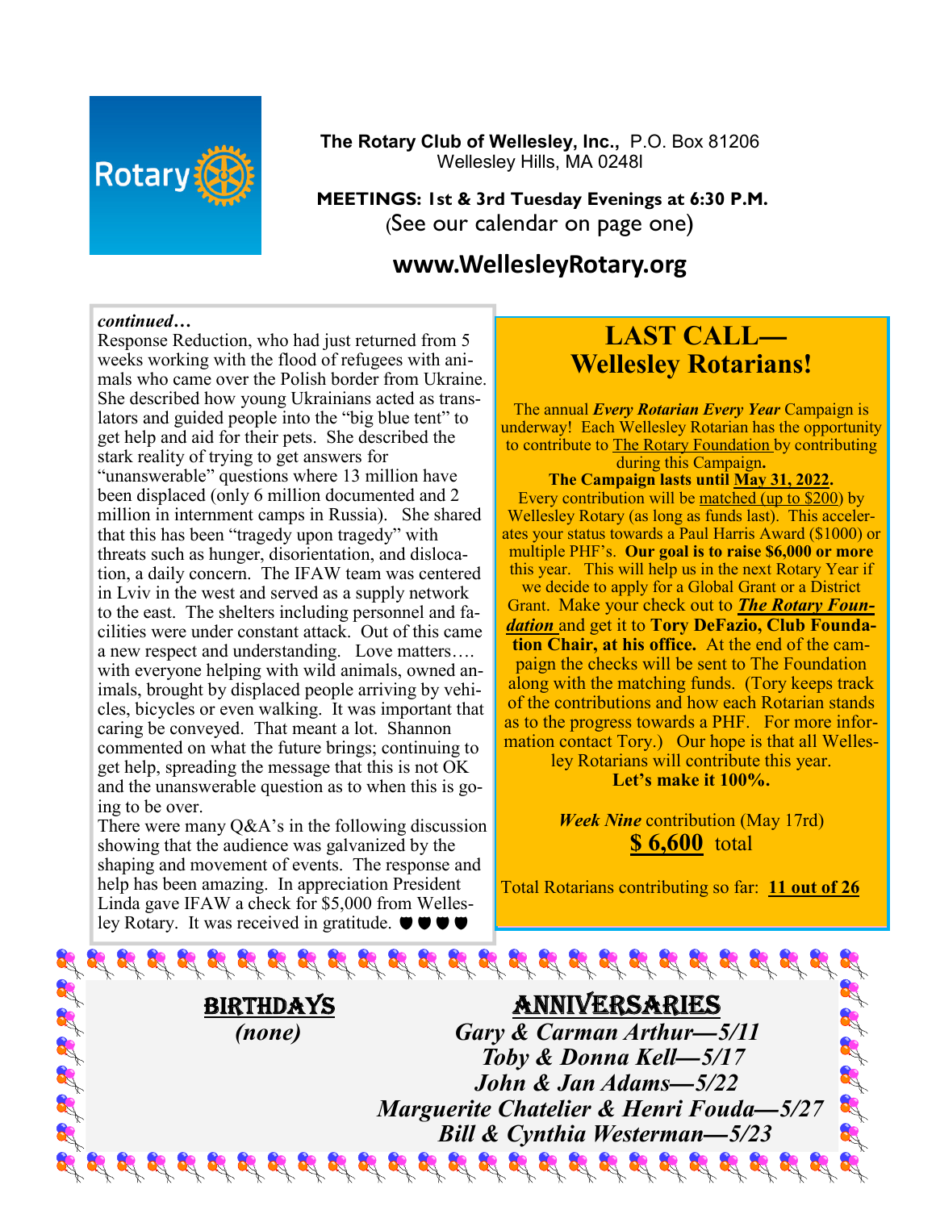**The Rotary Club of Wellesley, Inc.,** P.O. Box 81206
Wellesley Hills, MA 0248l

**MEETINGS: 1st & 3rd Tuesday Evenings at 6:30 P.M.**
(See our calendar on page one)

**www.WellesleyRotary.org**

***continued…***
Response Reduction, who had just returned from 5 weeks working with the flood of refugees with animals who came over the Polish border from Ukraine. She described how young Ukrainians acted as translators and guided people into the "big blue tent" to get help and aid for their pets. She described the stark reality of trying to get answers for "unanswerable" questions where 13 million have been displaced (only 6 million documented and 2 million in internment camps in Russia). She shared that this has been "tragedy upon tragedy" with threats such as hunger, disorientation, and dislocation, a daily concern. The IFAW team was centered in Lviv in the west and served as a supply network to the east. The shelters including personnel and facilities were under constant attack. Out of this came a new respect and understanding. Love matters…. with everyone helping with wild animals, owned animals, brought by displaced people arriving by vehicles, bicycles or even walking. It was important that caring be conveyed. That meant a lot. Shannon commented on what the future brings; continuing to get help, spreading the message that this is not OK and the unanswerable question as to when this is going to be over.
There were many Q&A's in the following discussion showing that the audience was galvanized by the shaping and movement of events. The response and help has been amazing. In appreciation President Linda gave IFAW a check for $5,000 from Wellesley Rotary. It was received in gratitude. ♥♥♥♥

# LAST CALL—Wellesley Rotarians!

The annual ***Every Rotarian Every Year*** Campaign is underway! Each Wellesley Rotarian has the opportunity to contribute to The Rotary Foundation by contributing during this Campaign.
**The Campaign lasts until May 31, 2022.**
Every contribution will be matched (up to $200) by Wellesley Rotary (as long as funds last). This accelerates your status towards a Paul Harris Award ($1000) or multiple PHF's. **Our goal is to raise $6,000 or more** this year. This will help us in the next Rotary Year if we decide to apply for a Global Grant or a District Grant. Make your check out to ***The Rotary Foundation*** and get it to **Tory DeFazio, Club Foundation Chair, at his office.** At the end of the campaign the checks will be sent to The Foundation along with the matching funds. (Tory keeps track of the contributions and how each Rotarian stands as to the progress towards a PHF. For more information contact Tory.) Our hope is that all Wellesley Rotarians will contribute this year.
**Let's make it 100%.**

***Week Nine*** contribution (May 17rd)
**$ 6,600** total

Total Rotarians contributing so far: **11 out of 26**

## Birthdays

*(none)*

## Anniversaries

***Gary & Carman Arthur—5/11***
***Toby & Donna Kell—5/17***
***John & Jan Adams—5/22***
***Marguerite Chatelier & Henri Fouda—5/27***
***Bill & Cynthia Westerman—5/23***